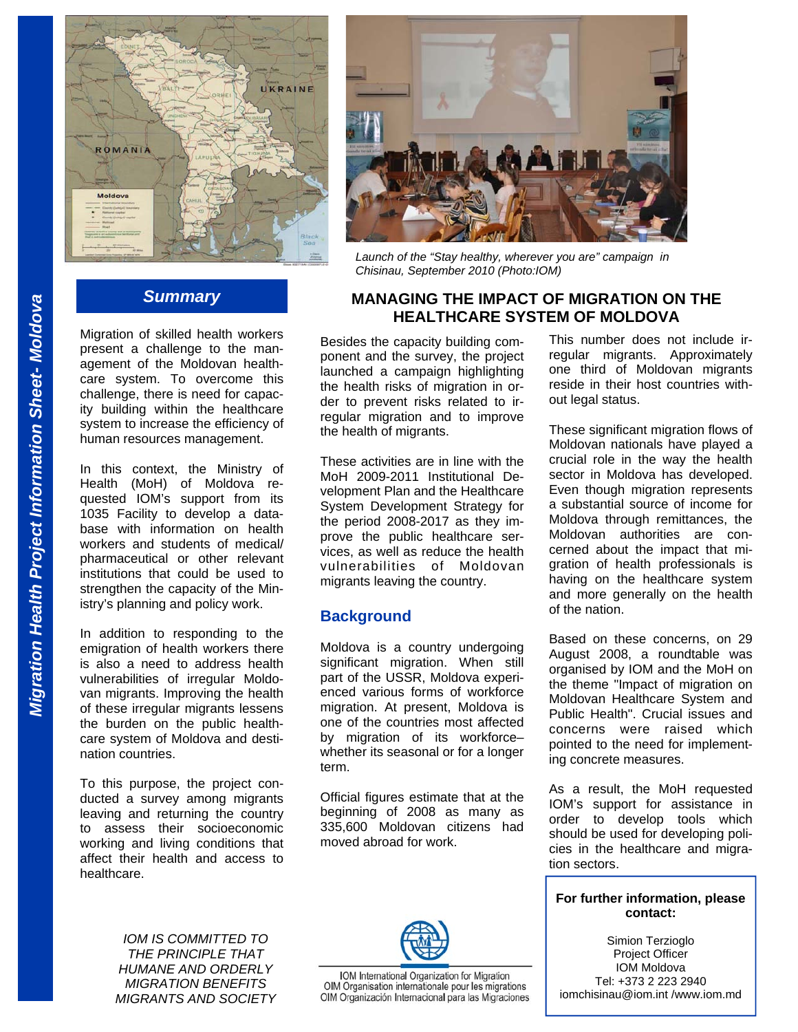# Migration Health Project Information Sheet- Moldova

*Launch of the "Stay healthy, wherever you are" campaign in Chisinau, September 2010 (Photo:IOM)*

## Summary

Migration of skilled health workers present a challenge to the management of the Moldovan healthcare system. To overcome this challenge, there is need for capacity building within the healthcare system to increase the efficiency of human resources management.

In this context, the Ministry of Health (MoH) of Moldova requested IOM's support from its 1035 Facility to develop a database with information on health workers and students of medical/ pharmaceutical or other relevant institutions that could be used to strengthen the capacity of the Ministry's planning and policy work.

In addition to responding to the emigration of health workers there is also a need to address health vulnerabilities of irregular Moldovan migrants. Improving the health of these irregular migrants lessens the burden on the public healthcare system of Moldova and destination countries.

To this purpose, the project conducted a survey among migrants leaving and returning the country to assess their socioeconomic working and living conditions that affect their health and access to healthcare.

## MANAGING THE IMPACT OF MIGRATION ON THE HEALTHCARE SYSTEM OF MOLDOVA

Besides the capacity building component and the survey, the project launched a campaign highlighting the health risks of migration in order to prevent risks related to irregular migration and to improve the health of migrants.

These activities are in line with the MoH 2009-2011 Institutional Development Plan and the Healthcare System Development Strategy for the period 2008-2017 as they improve the public healthcare services, as well as reduce the health vulnerabilities of Moldovan migrants leaving the country.

### Background

Moldova is a country undergoing significant migration. When still part of the USSR, Moldova experienced various forms of workforce migration. At present, Moldova is one of the countries most affected by migration of its workforce– whether its seasonal or for a longer term.

Official figures estimate that at the beginning of 2008 as many as 335,600 Moldovan citizens had moved abroad for work. This number does not include irregular migrants. Approximately one third of Moldovan migrants reside in their host countries without legal status.

These significant migration flows of Moldovan nationals have played a crucial role in the way the health sector in Moldova has developed. Even though migration represents a substantial source of income for Moldova through remittances, the Moldovan authorities are concerned about the impact that migration of health professionals is having on the healthcare system and more generally on the health of the nation.

Based on these concerns, on 29 August 2008, a roundtable was organised by IOM and the MoH on the theme "Impact of migration on Moldovan Healthcare System and Public Health". Crucial issues and concerns were raised which pointed to the need for implementing concrete measures.

As a result, the MoH requested IOM's support for assistance in order to develop tools which should be used for developing policies in the healthcare and migration sectors.

*IOM IS COMMITTED TO THE PRINCIPLE THAT HUMANE AND ORDERLY MIGRATION BENEFITS MIGRANTS AND SOCIETY*

IOM International Organization for Migration
OIM Organisation internationale pour les migrations
OIM Organización Internacional para las Migraciones

**For further information, please contact:**

Simion Terzioglo
Project Officer
IOM Moldova
Tel: +373 2 223 2940
iomchisinau@iom.int /www.iom.md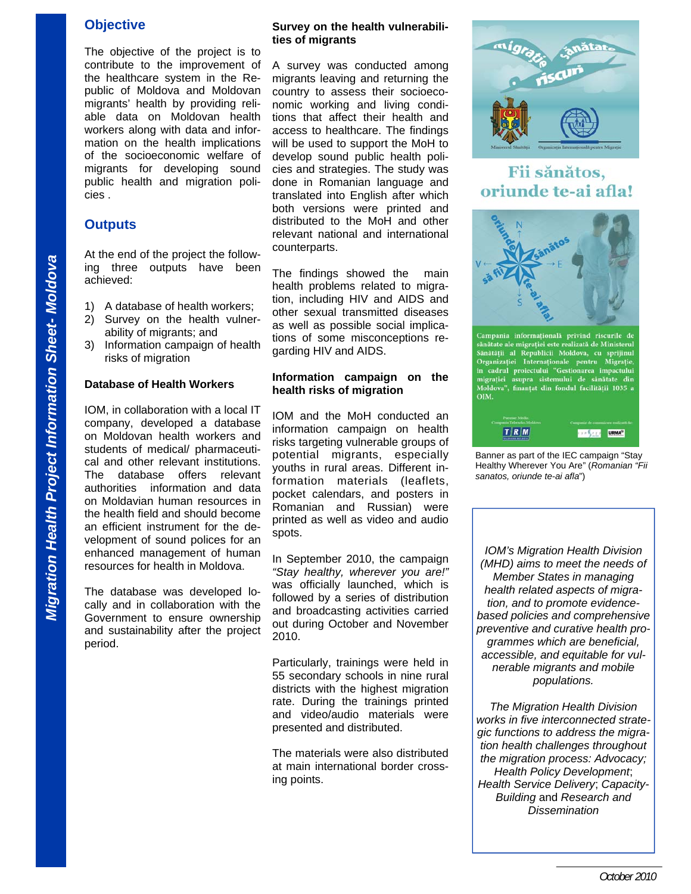## Objective

The objective of the project is to contribute to the improvement of the healthcare system in the Republic of Moldova and Moldovan migrants' health by providing reliable data on Moldovan health workers along with data and information on the health implications of the socioeconomic welfare of migrants for developing sound public health and migration policies .

## Outputs

At the end of the project the following three outputs have been achieved:

1) A database of health workers;
2) Survey on the health vulnerability of migrants; and
3) Information campaign of health risks of migration

### Database of Health Workers

IOM, in collaboration with a local IT company, developed a database on Moldovan health workers and students of medical/ pharmaceutical and other relevant institutions. The database offers relevant authorities information and data on Moldavian human resources in the health field and should become an efficient instrument for the development of sound polices for an enhanced management of human resources for health in Moldova.

The database was developed locally and in collaboration with the Government to ensure ownership and sustainability after the project period.

### Survey on the health vulnerabilities of migrants

A survey was conducted among migrants leaving and returning the country to assess their socioeconomic working and living conditions that affect their health and access to healthcare. The findings will be used to support the MoH to develop sound public health policies and strategies. The study was done in Romanian language and translated into English after which both versions were printed and distributed to the MoH and other relevant national and international counterparts.

The findings showed the main health problems related to migration, including HIV and AIDS and other sexual transmitted diseases as well as possible social implications of some misconceptions regarding HIV and AIDS.

### Information campaign on the health risks of migration

IOM and the MoH conducted an information campaign on health risks targeting vulnerable groups of potential migrants, especially youths in rural areas. Different information materials (leaflets, pocket calendars, and posters in Romanian and Russian) were printed as well as video and audio spots.

In September 2010, the campaign *"Stay healthy, wherever you are!"* was officially launched, which is followed by a series of distribution and broadcasting activities carried out during October and November 2010.

Particularly, trainings were held in 55 secondary schools in nine rural districts with the highest migration rate. During the trainings printed and video/audio materials were presented and distributed.

The materials were also distributed at main international border crossing points.

Migrație sănătate riscuri

Ministerul Sănătății — Organizația Internațională pentru Migrație

Fii sănătos, oriunde te-ai afla!

Campania informațională privind riscurile de sănătate ale migrației este realizată de Ministerul Sănătății al Republicii Moldova, cu sprijinul Organizației Internaționale pentru Migrație, în cadrul proiectului "Gestionarea impactului migrației asupra sistemului de sănătate din Moldova", finanțat din fondul facilității 1035 a OIM.

Banner as part of the IEC campaign "Stay Healthy Wherever You Are" (*Romanian "Fii sanatos, oriunde te-ai afla*")

*IOM's Migration Health Division (MHD) aims to meet the needs of Member States in managing health related aspects of migration, and to promote evidence-based policies and comprehensive preventive and curative health programmes which are beneficial, accessible, and equitable for vulnerable migrants and mobile populations.*

*The Migration Health Division works in five interconnected strategic functions to address the migration health challenges throughout the migration process: Advocacy; Health Policy Development*; *Health Service Delivery*; *Capacity-Building* and *Research and Dissemination*

October 2010